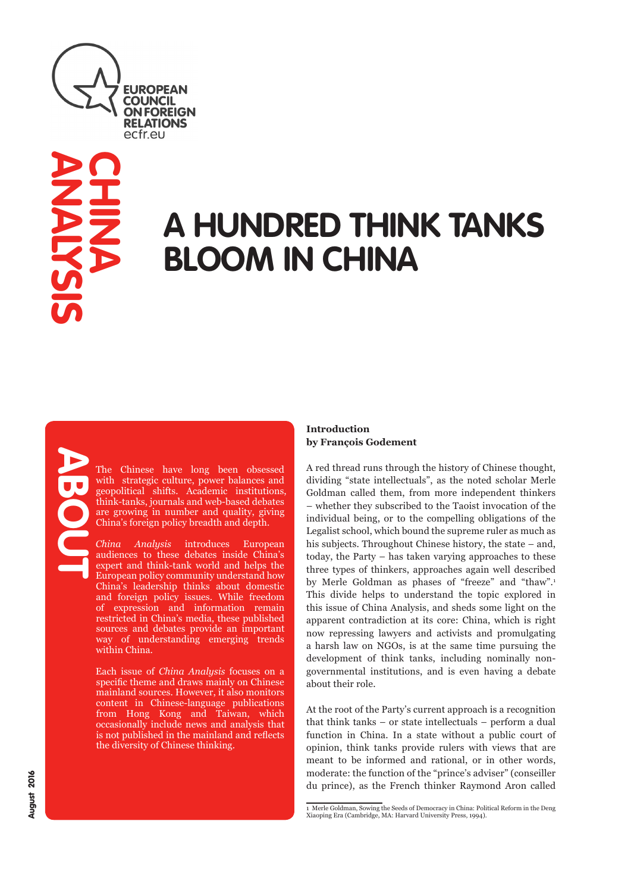EUROPEAN COUNCIL ON FOREIGN RELATIONS
ecfr.eu

CHINA ANALYSIS

# A HUNDRED THINK TANKS BLOOM IN CHINA

## ABOUT

The Chinese have long been obsessed with strategic culture, power balances and geopolitical shifts. Academic institutions, think-tanks, journals and web-based debates are growing in number and quality, giving China's foreign policy breadth and depth.

*China Analysis* introduces European audiences to these debates inside China's expert and think-tank world and helps the European policy community understand how China's leadership thinks about domestic and foreign policy issues. While freedom of expression and information remain restricted in China's media, these published sources and debates provide an important way of understanding emerging trends within China.

Each issue of *China Analysis* focuses on a specific theme and draws mainly on Chinese mainland sources. However, it also monitors content in Chinese-language publications from Hong Kong and Taiwan, which occasionally include news and analysis that is not published in the mainland and reflects the diversity of Chinese thinking.

August 2016

**Introduction**
**by François Godement**

A red thread runs through the history of Chinese thought, dividing "state intellectuals", as the noted scholar Merle Goldman called them, from more independent thinkers – whether they subscribed to the Taoist invocation of the individual being, or to the compelling obligations of the Legalist school, which bound the supreme ruler as much as his subjects. Throughout Chinese history, the state – and, today, the Party – has taken varying approaches to these three types of thinkers, approaches again well described by Merle Goldman as phases of "freeze" and "thaw".[1] This divide helps to understand the topic explored in this issue of China Analysis, and sheds some light on the apparent contradiction at its core: China, which is right now repressing lawyers and activists and promulgating a harsh law on NGOs, is at the same time pursuing the development of think tanks, including nominally non-governmental institutions, and is even having a debate about their role.

At the root of the Party's current approach is a recognition that think tanks – or state intellectuals – perform a dual function in China. In a state without a public court of opinion, think tanks provide rulers with views that are meant to be informed and rational, or in other words, moderate: the function of the "prince's adviser" (conseiller du prince), as the French thinker Raymond Aron called

1 Merle Goldman, Sowing the Seeds of Democracy in China: Political Reform in the Deng Xiaoping Era (Cambridge, MA: Harvard University Press, 1994).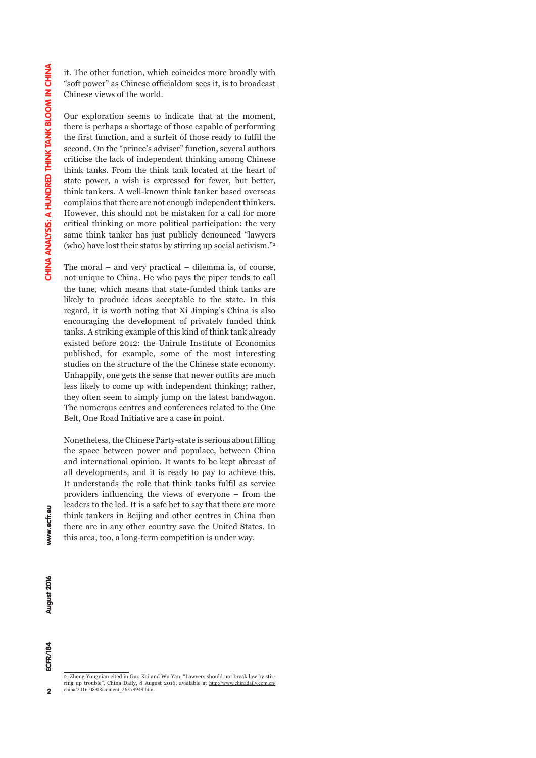it. The other function, which coincides more broadly with "soft power" as Chinese officialdom sees it, is to broadcast Chinese views of the world.

Our exploration seems to indicate that at the moment, there is perhaps a shortage of those capable of performing the first function, and a surfeit of those ready to fulfil the second. On the "prince's adviser" function, several authors criticise the lack of independent thinking among Chinese think tanks. From the think tank located at the heart of state power, a wish is expressed for fewer, but better, think tankers. A well-known think tanker based overseas complains that there are not enough independent thinkers. However, this should not be mistaken for a call for more critical thinking or more political participation: the very same think tanker has just publicly denounced "lawyers (who) have lost their status by stirring up social activism."[2]

The moral – and very practical – dilemma is, of course, not unique to China. He who pays the piper tends to call the tune, which means that state-funded think tanks are likely to produce ideas acceptable to the state. In this regard, it is worth noting that Xi Jinping's China is also encouraging the development of privately funded think tanks. A striking example of this kind of think tank already existed before 2012: the Unirule Institute of Economics published, for example, some of the most interesting studies on the structure of the the Chinese state economy. Unhappily, one gets the sense that newer outfits are much less likely to come up with independent thinking; rather, they often seem to simply jump on the latest bandwagon. The numerous centres and conferences related to the One Belt, One Road Initiative are a case in point.

Nonetheless, the Chinese Party-state is serious about filling the space between power and populace, between China and international opinion. It wants to be kept abreast of all developments, and it is ready to pay to achieve this. It understands the role that think tanks fulfil as service providers influencing the views of everyone – from the leaders to the led. It is a safe bet to say that there are more think tankers in Beijing and other centres in China than there are in any other country save the United States. In this area, too, a long-term competition is under way.

---

2 Zheng Yongnian cited in Guo Kai and Wu Yan, "Lawyers should not break law by stirring up trouble", China Daily, 8 August 2016, available at http://www.chinadaily.com.cn/china/2016-08/08/content_26379949.htm.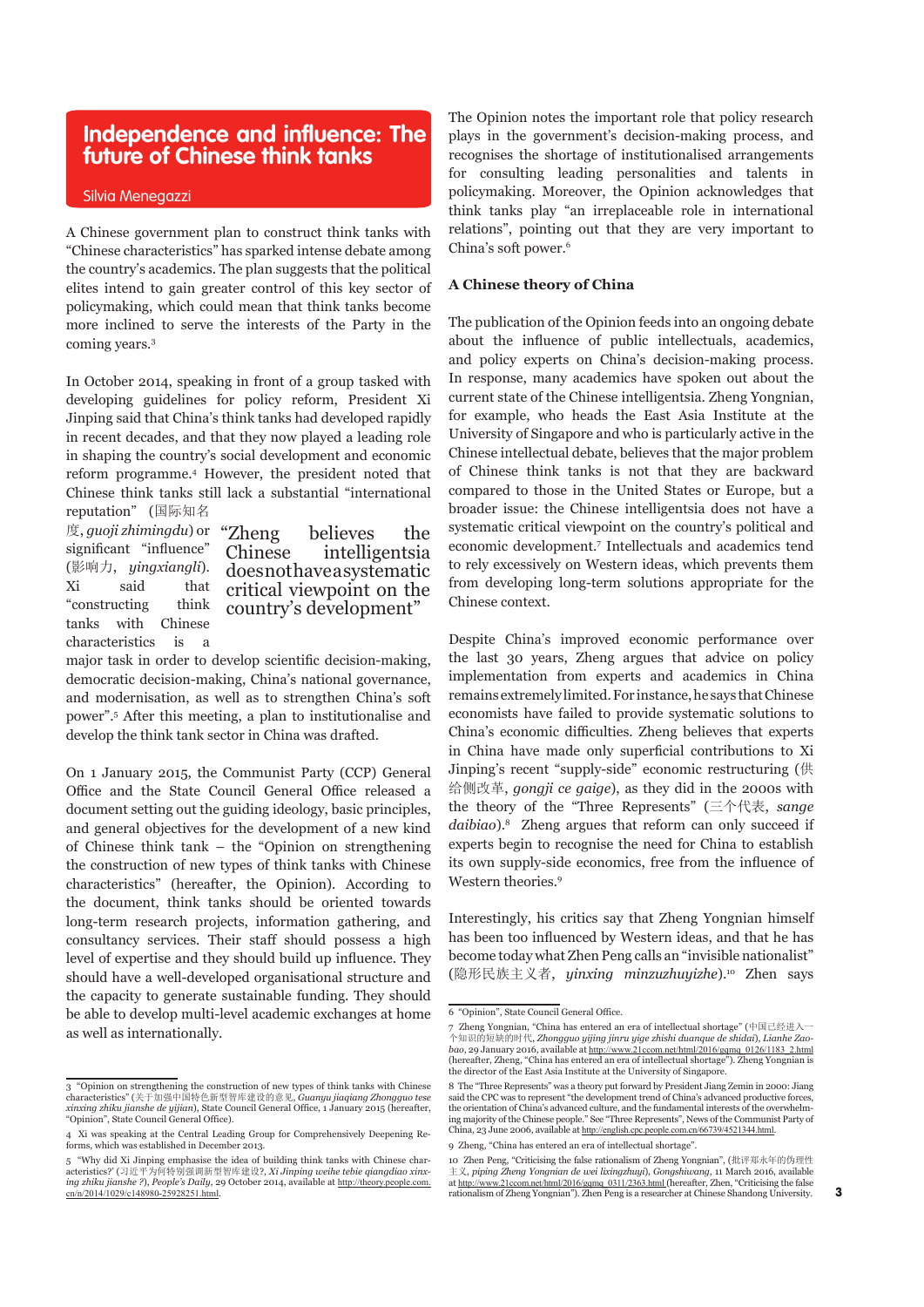# Independence and influence: The future of Chinese think tanks

Silvia Menegazzi

A Chinese government plan to construct think tanks with "Chinese characteristics" has sparked intense debate among the country's academics. The plan suggests that the political elites intend to gain greater control of this key sector of policymaking, which could mean that think tanks become more inclined to serve the interests of the Party in the coming years.[3]

In October 2014, speaking in front of a group tasked with developing guidelines for policy reform, President Xi Jinping said that China's think tanks had developed rapidly in recent decades, and that they now played a leading role in shaping the country's social development and economic reform programme.[4] However, the president noted that Chinese think tanks still lack a substantial "international reputation" (国际知名度, *guoji zhimingdu*) or significant "influence" (影响力, *yingxiangli*). Xi said that "constructing think tanks with Chinese characteristics is a major task in order to develop scientific decision-making, democratic decision-making, China's national governance, and modernisation, as well as to strengthen China's soft power".[5] After this meeting, a plan to institutionalise and develop the think tank sector in China was drafted.

> "Zheng believes the Chinese intelligentsia does not have a systematic critical viewpoint on the country's development"

On 1 January 2015, the Communist Party (CCP) General Office and the State Council General Office released a document setting out the guiding ideology, basic principles, and general objectives for the development of a new kind of Chinese think tank – the "Opinion on strengthening the construction of new types of think tanks with Chinese characteristics" (hereafter, the Opinion). According to the document, think tanks should be oriented towards long-term research projects, information gathering, and consultancy services. Their staff should possess a high level of expertise and they should build up influence. They should have a well-developed organisational structure and the capacity to generate sustainable funding. They should be able to develop multi-level academic exchanges at home as well as internationally.

The Opinion notes the important role that policy research plays in the government's decision-making process, and recognises the shortage of institutionalised arrangements for consulting leading personalities and talents in policymaking. Moreover, the Opinion acknowledges that think tanks play "an irreplaceable role in international relations", pointing out that they are very important to China's soft power.[6]

### A Chinese theory of China

The publication of the Opinion feeds into an ongoing debate about the influence of public intellectuals, academics, and policy experts on China's decision-making process. In response, many academics have spoken out about the current state of the Chinese intelligentsia. Zheng Yongnian, for example, who heads the East Asia Institute at the University of Singapore and who is particularly active in the Chinese intellectual debate, believes that the major problem of Chinese think tanks is not that they are backward compared to those in the United States or Europe, but a broader issue: the Chinese intelligentsia does not have a systematic critical viewpoint on the country's political and economic development.[7] Intellectuals and academics tend to rely excessively on Western ideas, which prevents them from developing long-term solutions appropriate for the Chinese context.

Despite China's improved economic performance over the last 30 years, Zheng argues that advice on policy implementation from experts and academics in China remains extremely limited. For instance, he says that Chinese economists have failed to provide systematic solutions to China's economic difficulties. Zheng believes that experts in China have made only superficial contributions to Xi Jinping's recent "supply-side" economic restructuring (供给侧改革, *gongji ce gaige*), as they did in the 2000s with the theory of the "Three Represents" (三个代表, *sange daibiao*).[8] Zheng argues that reform can only succeed if experts begin to recognise the need for China to establish its own supply-side economics, free from the influence of Western theories.[9]

Interestingly, his critics say that Zheng Yongnian himself has been too influenced by Western ideas, and that he has become today what Zhen Peng calls an "invisible nationalist" (隐形民族主义者, *yinxing minzuzhuyizhe*).[10] Zhen says

---

3 "Opinion on strengthening the construction of new types of think tanks with Chinese characteristics" (关于加强中国特色新型智库建设的意见, *Guanyu jiaqiang Zhongguo tese xinxing zhiku jianshe de yijian*), State Council General Office, 1 January 2015 (hereafter, "Opinion", State Council General Office).

4 Xi was speaking at the Central Leading Group for Comprehensively Deepening Reforms, which was established in December 2013.

5 "Why did Xi Jinping emphasise the idea of building think tanks with Chinese characteristics?" (习近平为何特别强调新型智库建设?, *Xi Jinping weihe tebie qiangdiao xinxing zhiku jianshe ?*), *People's Daily*, 29 October 2014, available at http://theory.people.com.cn/n/2014/1029/c148980-25928251.html.

6 "Opinion", State Council General Office.

7 Zheng Yongnian, "China has entered an era of intellectual shortage" (中国已经进入一个知识的短缺的时代, *Zhongguo yijing jinru yige zhishi duanque de shidai*), *Lianhe Zaobao*, 29 January 2016, available at http://www.21ccom.net/html/2016/gqmq_0126/1183_2.html (hereafter, Zheng, "China has entered an era of intellectual shortage"). Zheng Yongnian is the director of the East Asia Institute at the University of Singapore.

8 The "Three Represents" was a theory put forward by President Jiang Zemin in 2000: Jiang said the CPC was to represent "the development trend of China's advanced productive forces, the orientation of China's advanced culture, and the fundamental interests of the overwhelming majority of the Chinese people." See "Three Represents", News of the Communist Party of China, 23 June 2006, available at http://english.cpc.people.com.cn/66739/4521344.html.

9 Zheng, "China has entered an era of intellectual shortage".

10 Zhen Peng, "Criticising the false rationalism of Zheng Yongnian", (批评郑永年的伪理性主义, *piping Zheng Yongnian de wei lixingzhuyi*), *Gongshiwang*, 11 March 2016, available at http://www.21ccom.net/html/2016/gqmq_0311/2363.html (hereafter, Zhen, "Criticising the false rationalism of Zheng Yongnian"). Zhen Peng is a researcher at Chinese Shandong University.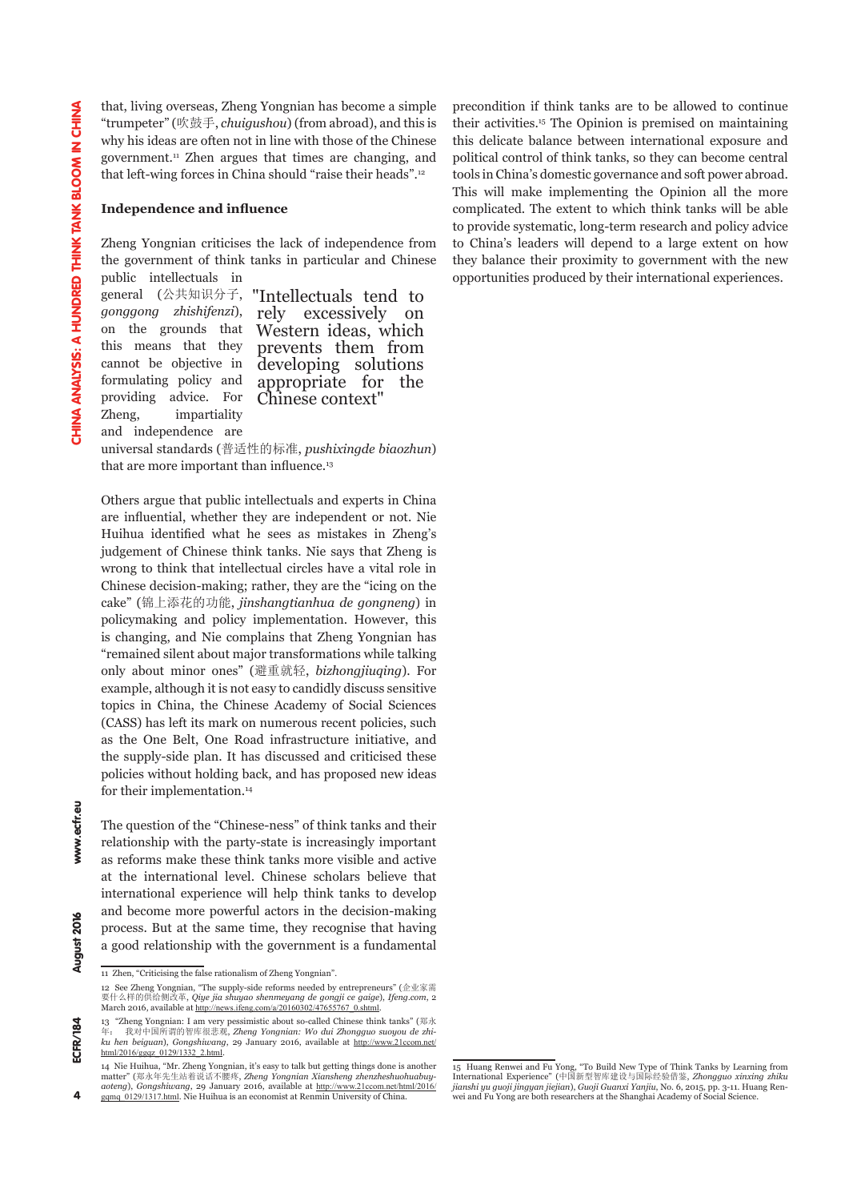that, living overseas, Zheng Yongnian has become a simple "trumpeter" (吹鼓手, *chuigushou*) (from abroad), and this is why his ideas are often not in line with those of the Chinese government.[11] Zhen argues that times are changing, and that left-wing forces in China should "raise their heads".[12]

### Independence and influence

Zheng Yongnian criticises the lack of independence from the government of think tanks in particular and Chinese public intellectuals in general (公共知识分子, *gonggong zhishifenzi*), on the grounds that this means that they cannot be objective in formulating policy and providing advice. For Zheng, impartiality and independence are universal standards (普适性的标准, *pushixingde biaozhun*) that are more important than influence.[13]

> "Intellectuals tend to rely excessively on Western ideas, which prevents them from developing solutions appropriate for the Chinese context"

Others argue that public intellectuals and experts in China are influential, whether they are independent or not. Nie Huihua identified what he sees as mistakes in Zheng's judgement of Chinese think tanks. Nie says that Zheng is wrong to think that intellectual circles have a vital role in Chinese decision-making; rather, they are the "icing on the cake" (锦上添花的功能, *jinshangtianhua de gongneng*) in policymaking and policy implementation. However, this is changing, and Nie complains that Zheng Yongnian has "remained silent about major transformations while talking only about minor ones" (避重就轻, *bizhongjiuqing*). For example, although it is not easy to candidly discuss sensitive topics in China, the Chinese Academy of Social Sciences (CASS) has left its mark on numerous recent policies, such as the One Belt, One Road infrastructure initiative, and the supply-side plan. It has discussed and criticised these policies without holding back, and has proposed new ideas for their implementation.[14]

The question of the "Chinese-ness" of think tanks and their relationship with the party-state is increasingly important as reforms make these think tanks more visible and active at the international level. Chinese scholars believe that international experience will help think tanks to develop and become more powerful actors in the decision-making process. But at the same time, they recognise that having a good relationship with the government is a fundamental precondition if think tanks are to be allowed to continue their activities.[15] The Opinion is premised on maintaining this delicate balance between international exposure and political control of think tanks, so they can become central tools in China's domestic governance and soft power abroad. This will make implementing the Opinion all the more complicated. The extent to which think tanks will be able to provide systematic, long-term research and policy advice to China's leaders will depend to a large extent on how they balance their proximity to government with the new opportunities produced by their international experiences.

---

11 Zhen, "Criticising the false rationalism of Zheng Yongnian".

12 See Zheng Yongnian, "The supply-side reforms needed by entrepreneurs" (企业家需要什么样的供给侧改革, *Qiye jia shuyao shenmeyang de gongji ce gaige*), *Ifeng.com*, 2 March 2016, available at http://news.ifeng.com/a/20160302/47655767_0.shtml.

13 "Zheng Yongnian: I am very pessimistic about so-called Chinese think tanks" (郑永年: 我对中国所谓的智库很悲观, *Zheng Yongnian: Wo dui Zhongguo suoyou de zhiku hen beiguan*), *Gongshiwang*, 29 January 2016, available at http://www.21ccom.net/html/2016/gqgz_0129/1332_2.html.

14 Nie Huihua, "Mr. Zheng Yongnian, it's easy to talk but getting things done is another matter" (郑永年先生站着说话不腰疼, *Zheng Yongnian Xiansheng zhenzheshuohuabuyaoteng*), *Gongshiwang*, 29 January 2016, available at http://www.21ccom.net/html/2016/gqmq_0129/1317.html. Nie Huihua is an economist at Renmin University of China.

15 Huang Renwei and Fu Yong, "To Build New Type of Think Tanks by Learning from International Experience" (中国新型智库建设与国际经验借鉴, *Zhongguo xinxing zhiku jianshi yu guoji jingyan jiejian*), *Guoji Guanxi Yanjiu*, No. 6, 2015, pp. 3-11. Huang Renwei and Fu Yong are both researchers at the Shanghai Academy of Social Science.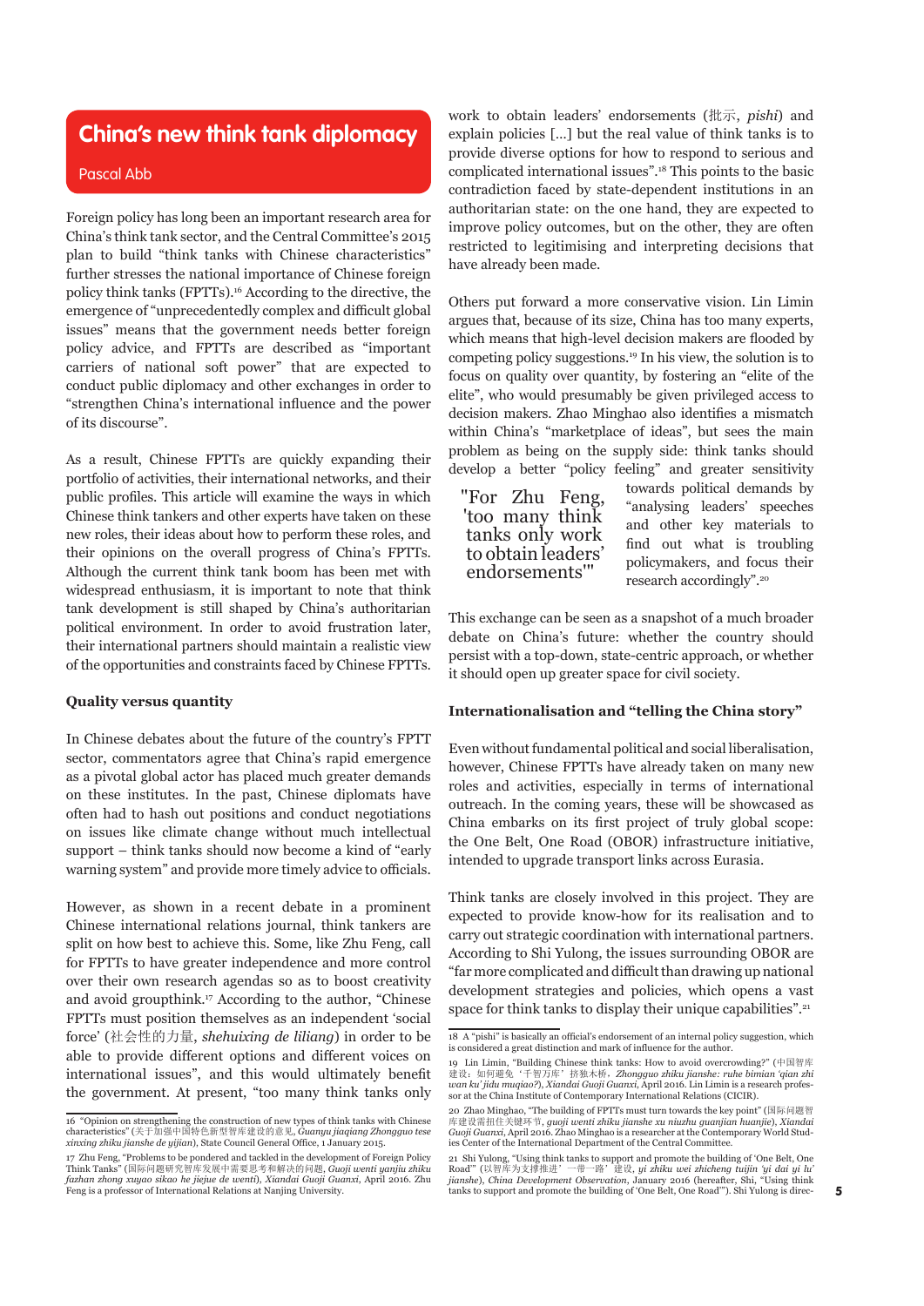# China's new think tank diplomacy

Pascal Abb

Foreign policy has long been an important research area for China's think tank sector, and the Central Committee's 2015 plan to build "think tanks with Chinese characteristics" further stresses the national importance of Chinese foreign policy think tanks (FPTTs).[16] According to the directive, the emergence of "unprecedentedly complex and difficult global issues" means that the government needs better foreign policy advice, and FPTTs are described as "important carriers of national soft power" that are expected to conduct public diplomacy and other exchanges in order to "strengthen China's international influence and the power of its discourse".

As a result, Chinese FPTTs are quickly expanding their portfolio of activities, their international networks, and their public profiles. This article will examine the ways in which Chinese think tankers and other experts have taken on these new roles, their ideas about how to perform these roles, and their opinions on the overall progress of China's FPTTs. Although the current think tank boom has been met with widespread enthusiasm, it is important to note that think tank development is still shaped by China's authoritarian political environment. In order to avoid frustration later, their international partners should maintain a realistic view of the opportunities and constraints faced by Chinese FPTTs.

### Quality versus quantity

In Chinese debates about the future of the country's FPTT sector, commentators agree that China's rapid emergence as a pivotal global actor has placed much greater demands on these institutes. In the past, Chinese diplomats have often had to hash out positions and conduct negotiations on issues like climate change without much intellectual support – think tanks should now become a kind of "early warning system" and provide more timely advice to officials.

However, as shown in a recent debate in a prominent Chinese international relations journal, think tankers are split on how best to achieve this. Some, like Zhu Feng, call for FPTTs to have greater independence and more control over their own research agendas so as to boost creativity and avoid groupthink.[17] According to the author, "Chinese FPTTs must position themselves as an independent 'social force' (社会性的力量, *shehuixing de liliang*) in order to be able to provide different options and different voices on international issues", and this would ultimately benefit the government. At present, "too many think tanks only work to obtain leaders' endorsements (批示, *pishi*) and explain policies [...] but the real value of think tanks is to provide diverse options for how to respond to serious and complicated international issues".[18] This points to the basic contradiction faced by state-dependent institutions in an authoritarian state: on the one hand, they are expected to improve policy outcomes, but on the other, they are often restricted to legitimising and interpreting decisions that have already been made.

Others put forward a more conservative vision. Lin Limin argues that, because of its size, China has too many experts, which means that high-level decision makers are flooded by competing policy suggestions.[19] In his view, the solution is to focus on quality over quantity, by fostering an "elite of the elite", who would presumably be given privileged access to decision makers. Zhao Minghao also identifies a mismatch within China's "marketplace of ideas", but sees the main problem as being on the supply side: think tanks should develop a better "policy feeling" and greater sensitivity towards political demands by "analysing leaders' speeches and other key materials to find out what is troubling policymakers, and focus their research accordingly".[20]

> "For Zhu Feng, 'too many think tanks only work to obtain leaders' endorsements'"

This exchange can be seen as a snapshot of a much broader debate on China's future: whether the country should persist with a top-down, state-centric approach, or whether it should open up greater space for civil society.

### Internationalisation and "telling the China story"

Even without fundamental political and social liberalisation, however, Chinese FPTTs have already taken on many new roles and activities, especially in terms of international outreach. In the coming years, these will be showcased as China embarks on its first project of truly global scope: the One Belt, One Road (OBOR) infrastructure initiative, intended to upgrade transport links across Eurasia.

Think tanks are closely involved in this project. They are expected to provide know-how for its realisation and to carry out strategic coordination with international partners. According to Shi Yulong, the issues surrounding OBOR are "far more complicated and difficult than drawing up national development strategies and policies, which opens a vast space for think tanks to display their unique capabilities".[21]

---

16 "Opinion on strengthening the construction of new types of think tanks with Chinese characteristics" (关于加强中国特色新型智库建设的意见, *Guanyu jiaqiang Zhongguo tese xinxing zhiku jianshe de yijian*), State Council General Office, 1 January 2015.

17 Zhu Feng, "Problems to be pondered and tackled in the development of Foreign Policy Think Tanks" (国际问题研究智库发展中需要思考和解决的问题, *Guoji wenti yanjiu zhiku fazhan zhong xuyao sikao he jiejue de wenti*), *Xiandai Guoji Guanxi*, April 2016. Zhu Feng is a professor of International Relations at Nanjing University.

18 A "pishi" is basically an official's endorsement of an internal policy suggestion, which is considered a great distinction and mark of influence for the author.

19 Lin Limin, "Building Chinese think tanks: How to avoid overcrowding?" (中国智库建设：如何避免'千智万库'挤独木桥, *Zhongguo zhiku jianshe: ruhe bimian 'qian zhi wan ku' jidu muqiao?*), *Xiandai Guoji Guanxi*, April 2016. Lin Limin is a research professor at the China Institute of Contemporary International Relations (CICIR).

20 Zhao Minghao, "The building of FPTTs must turn towards the key point" (国际问题智库建设需抓住关键环节, *guoji wenti zhiku jianshe xu niuzhu guanjian huanjie*), *Xiandai Guoji Guanxi*, April 2016. Zhao Minghao is a researcher at the Contemporary World Studies Center of the International Department of the Central Committee.

21 Shi Yulong, "Using think tanks to support and promote the building of 'One Belt, One Road'" (以智库为支撑推进'一带一路'建设, *yi zhiku wei zhicheng tuijin 'yi dai yi lu' jianshe*), *China Development Observation*, January 2016 (hereafter, Shi, "Using think tanks to support and promote the building of 'One Belt, One Road'"). Shi Yulong is direc-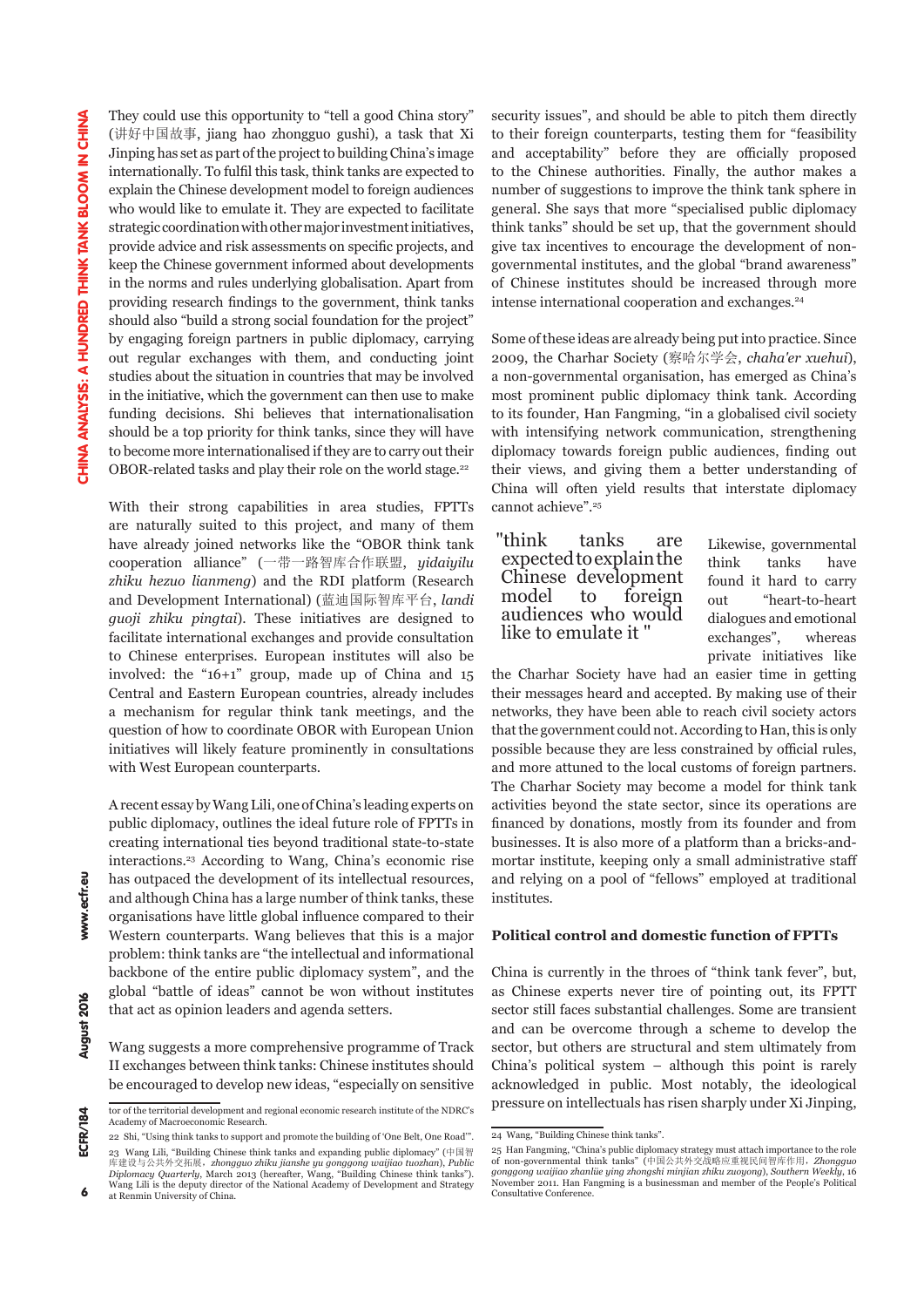They could use this opportunity to "tell a good China story" (讲好中国故事, jiang hao zhongguo gushi), a task that Xi Jinping has set as part of the project to building China's image internationally. To fulfil this task, think tanks are expected to explain the Chinese development model to foreign audiences who would like to emulate it. They are expected to facilitate strategic coordination with other major investment initiatives, provide advice and risk assessments on specific projects, and keep the Chinese government informed about developments in the norms and rules underlying globalisation. Apart from providing research findings to the government, think tanks should also "build a strong social foundation for the project" by engaging foreign partners in public diplomacy, carrying out regular exchanges with them, and conducting joint studies about the situation in countries that may be involved in the initiative, which the government can then use to make funding decisions. Shi believes that internationalisation should be a top priority for think tanks, since they will have to become more internationalised if they are to carry out their OBOR-related tasks and play their role on the world stage.[22]

With their strong capabilities in area studies, FPTTs are naturally suited to this project, and many of them have already joined networks like the "OBOR think tank cooperation alliance" (一带一路智库合作联盟, *yidaiyilu zhiku hezuo lianmeng*) and the RDI platform (Research and Development International) (蓝迪国际智库平台, *landi guoji zhiku pingtai*). These initiatives are designed to facilitate international exchanges and provide consultation to Chinese enterprises. European institutes will also be involved: the "16+1" group, made up of China and 15 Central and Eastern European countries, already includes a mechanism for regular think tank meetings, and the question of how to coordinate OBOR with European Union initiatives will likely feature prominently in consultations with West European counterparts.

A recent essay by Wang Lili, one of China's leading experts on public diplomacy, outlines the ideal future role of FPTTs in creating international ties beyond traditional state-to-state interactions.[23] According to Wang, China's economic rise has outpaced the development of its intellectual resources, and although China has a large number of think tanks, these organisations have little global influence compared to their Western counterparts. Wang believes that this is a major problem: think tanks are "the intellectual and informational backbone of the entire public diplomacy system", and the global "battle of ideas" cannot be won without institutes that act as opinion leaders and agenda setters.

Wang suggests a more comprehensive programme of Track II exchanges between think tanks: Chinese institutes should be encouraged to develop new ideas, "especially on sensitive security issues", and should be able to pitch them directly to their foreign counterparts, testing them for "feasibility and acceptability" before they are officially proposed to the Chinese authorities. Finally, the author makes a number of suggestions to improve the think tank sphere in general. She says that more "specialised public diplomacy think tanks" should be set up, that the government should give tax incentives to encourage the development of non-governmental institutes, and the global "brand awareness" of Chinese institutes should be increased through more intense international cooperation and exchanges.[24]

Some of these ideas are already being put into practice. Since 2009, the Charhar Society (察哈尔学会, *chaha'er xuehui*), a non-governmental organisation, has emerged as China's most prominent public diplomacy think tank. According to its founder, Han Fangming, "in a globalised civil society with intensifying network communication, strengthening diplomacy towards foreign public audiences, finding out their views, and giving them a better understanding of China will often yield results that interstate diplomacy cannot achieve".[25]

> "think tanks are expected to explain the Chinese development model to foreign audiences who would like to emulate it "

Likewise, governmental think tanks have found it hard to carry out "heart-to-heart dialogues and emotional exchanges", whereas private initiatives like the Charhar Society have had an easier time in getting their messages heard and accepted. By making use of their networks, they have been able to reach civil society actors that the government could not. According to Han, this is only possible because they are less constrained by official rules, and more attuned to the local customs of foreign partners. The Charhar Society may become a model for think tank activities beyond the state sector, since its operations are financed by donations, mostly from its founder and from businesses. It is also more of a platform than a bricks-and-mortar institute, keeping only a small administrative staff and relying on a pool of "fellows" employed at traditional institutes.

### Political control and domestic function of FPTTs

China is currently in the throes of "think tank fever", but, as Chinese experts never tire of pointing out, its FPTT sector still faces substantial challenges. Some are transient and can be overcome through a scheme to develop the sector, but others are structural and stem ultimately from China's political system – although this point is rarely acknowledged in public. Most notably, the ideological pressure on intellectuals has risen sharply under Xi Jinping,

---

tor of the territorial development and regional economic research institute of the NDRC's Academy of Macroeconomic Research.

22 Shi, "Using think tanks to support and promote the building of 'One Belt, One Road'".

23 Wang Lili, "Building Chinese think tanks and expanding public diplomacy" (中国智库建设与公共外交拓展, *zhongguo zhiku jianshe yu gonggong waijiao tuozhan*), *Public Diplomacy Quarterly*, March 2013 (hereafter, Wang, "Building Chinese think tanks"). Wang Lili is the deputy director of the National Academy of Development and Strategy at Renmin University of China.

24 Wang, "Building Chinese think tanks".

25 Han Fangming, "China's public diplomacy strategy must attach importance to the role of non-governmental think tanks" (中国公共外交战略应重视民间智库作用, *Zhongguo gonggong waijiao zhanlüe ying zhongshi minjian zhiku zuoyong*), *Southern Weekly*, 16 November 2011. Han Fangming is a businessman and member of the People's Political Consultative Conference.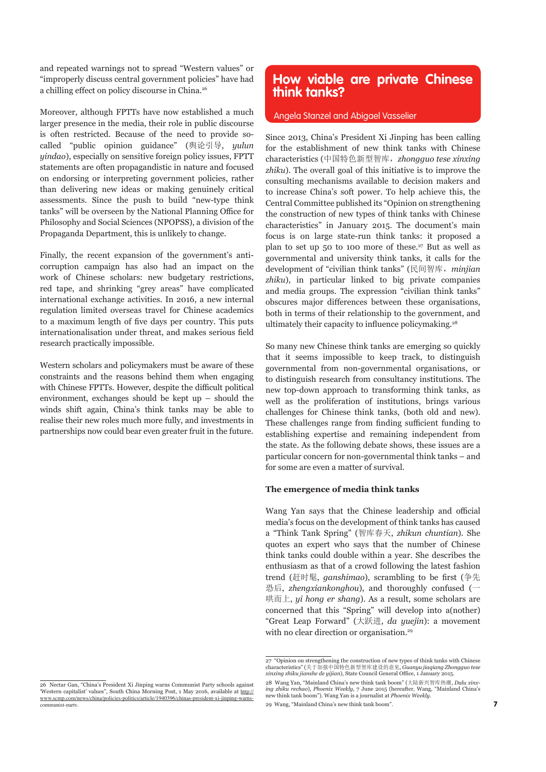and repeated warnings not to spread "Western values" or "improperly discuss central government policies" have had a chilling effect on policy discourse in China.[26]

Moreover, although FPTTs have now established a much larger presence in the media, their role in public discourse is often restricted. Because of the need to provide so-called "public opinion guidance" (舆论引导, *yulun yindao*), especially on sensitive foreign policy issues, FPTT statements are often propagandistic in nature and focused on endorsing or interpreting government policies, rather than delivering new ideas or making genuinely critical assessments. Since the push to build "new-type think tanks" will be overseen by the National Planning Office for Philosophy and Social Sciences (NPOPSS), a division of the Propaganda Department, this is unlikely to change.

Finally, the recent expansion of the government's anti-corruption campaign has also had an impact on the work of Chinese scholars: new budgetary restrictions, red tape, and shrinking "grey areas" have complicated international exchange activities. In 2016, a new internal regulation limited overseas travel for Chinese academics to a maximum length of five days per country. This puts internationalisation under threat, and makes serious field research practically impossible.

Western scholars and policymakers must be aware of these constraints and the reasons behind them when engaging with Chinese FPTTs. However, despite the difficult political environment, exchanges should be kept up – should the winds shift again, China's think tanks may be able to realise their new roles much more fully, and investments in partnerships now could bear even greater fruit in the future.

# How viable are private Chinese think tanks?

Angela Stanzel and Abigael Vasselier

Since 2013, China's President Xi Jinping has been calling for the establishment of new think tanks with Chinese characteristics (中国特色新型智库，*zhongguo tese xinxing zhiku*). The overall goal of this initiative is to improve the consulting mechanisms available to decision makers and to increase China's soft power. To help achieve this, the Central Committee published its "Opinion on strengthening the construction of new types of think tanks with Chinese characteristics" in January 2015. The document's main focus is on large state-run think tanks: it proposed a plan to set up 50 to 100 more of these.[27] But as well as governmental and university think tanks, it calls for the development of "civilian think tanks" (民间智库，*minjian zhiku*), in particular linked to big private companies and media groups. The expression "civilian think tanks" obscures major differences between these organisations, both in terms of their relationship to the government, and ultimately their capacity to influence policymaking.[28]

So many new Chinese think tanks are emerging so quickly that it seems impossible to keep track, to distinguish governmental from non-governmental organisations, or to distinguish research from consultancy institutions. The new top-down approach to transforming think tanks, as well as the proliferation of institutions, brings various challenges for Chinese think tanks, (both old and new). These challenges range from finding sufficient funding to establishing expertise and remaining independent from the state. As the following debate shows, these issues are a particular concern for non-governmental think tanks – and for some are even a matter of survival.

**The emergence of media think tanks**

Wang Yan says that the Chinese leadership and official media's focus on the development of think tanks has caused a "Think Tank Spring" (智库春天, *zhikun chuntian*). She quotes an expert who says that the number of Chinese think tanks could double within a year. She describes the enthusiasm as that of a crowd following the latest fashion trend (赶时髦, *ganshimao*), scrambling to be first (争先恐后, *zhengxiankonghou*), and thoroughly confused (一哄而上, *yi hong er shang*). As a result, some scholars are concerned that this "Spring" will develop into a(nother) "Great Leap Forward" (大跃进, *da yuejin*): a movement with no clear direction or organisation.[29]

---

26 Nectar Gan, "China's President Xi Jinping warns Communist Party schools against 'Western capitalist' values", South China Morning Post, 1 May 2016, available at http://www.scmp.com/news/china/policies-politics/article/1940396/chinas-president-xi-jinping-warns-communist-party.

27 "Opinion on strengthening the construction of new types of think tanks with Chinese characteristics" (关于加强中国特色新型智库建设的意见, *Guanyu jiaqiang Zhongguo tese xinxing zhiku jianshe de yijian*), State Council General Office, 1 January 2015.

28 Wang Yan, "Mainland China's new think tank boom" (大陆新兴智库热潮, *Dalu xinxing zhiku rechao*), *Phoenix Weekly*, 7 June 2015 (hereafter, Wang, "Mainland China's new think tank boom"). Wang Yan is a journalist at *Phoenix Weekly*.

29 Wang, "Mainland China's new think tank boom".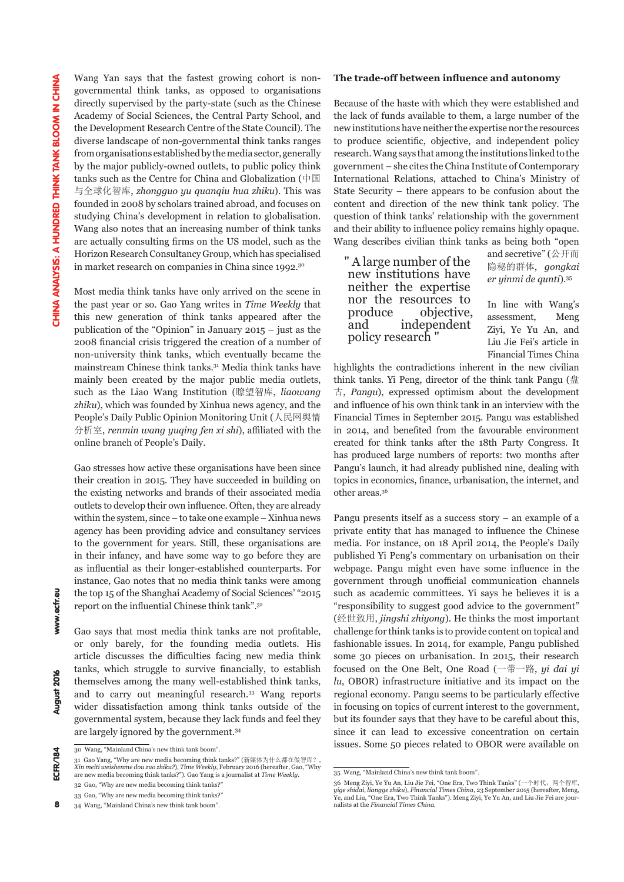Wang Yan says that the fastest growing cohort is non-governmental think tanks, as opposed to organisations directly supervised by the party-state (such as the Chinese Academy of Social Sciences, the Central Party School, and the Development Research Centre of the State Council). The diverse landscape of non-governmental think tanks ranges from organisations established by the media sector, generally by the major publicly-owned outlets, to public policy think tanks such as the Centre for China and Globalization (中国与全球化智库, *zhongguo yu quanqiu hua zhiku*). This was founded in 2008 by scholars trained abroad, and focuses on studying China's development in relation to globalisation. Wang also notes that an increasing number of think tanks are actually consulting firms on the US model, such as the Horizon Research Consultancy Group, which has specialised in market research on companies in China since 1992.[30]

Most media think tanks have only arrived on the scene in the past year or so. Gao Yang writes in *Time Weekly* that this new generation of think tanks appeared after the publication of the "Opinion" in January 2015 – just as the 2008 financial crisis triggered the creation of a number of non-university think tanks, which eventually became the mainstream Chinese think tanks.[31] Media think tanks have mainly been created by the major public media outlets, such as the Liao Wang Institution (瞭望智库, *liaowang zhiku*), which was founded by Xinhua news agency, and the People's Daily Public Opinion Monitoring Unit (人民网舆情分析室, *renmin wang yuqing fen xi shi*), affiliated with the online branch of People's Daily.

Gao stresses how active these organisations have been since their creation in 2015. They have succeeded in building on the existing networks and brands of their associated media outlets to develop their own influence. Often, they are already within the system, since – to take one example – Xinhua news agency has been providing advice and consultancy services to the government for years. Still, these organisations are in their infancy, and have some way to go before they are as influential as their longer-established counterparts. For instance, Gao notes that no media think tanks were among the top 15 of the Shanghai Academy of Social Sciences' "2015 report on the influential Chinese think tank".[32]

Gao says that most media think tanks are not profitable, or only barely, for the founding media outlets. His article discusses the difficulties facing new media think tanks, which struggle to survive financially, to establish themselves among the many well-established think tanks, and to carry out meaningful research.[33] Wang reports wider dissatisfaction among think tanks outside of the governmental system, because they lack funds and feel they are largely ignored by the government.[34]

### The trade-off between influence and autonomy

Because of the haste with which they were established and the lack of funds available to them, a large number of the new institutions have neither the expertise nor the resources to produce scientific, objective, and independent policy research. Wang says that among the institutions linked to the government – she cites the China Institute of Contemporary International Relations, attached to China's Ministry of State Security – there appears to be confusion about the content and direction of the new think tank policy. The question of think tanks' relationship with the government and their ability to influence policy remains highly opaque. Wang describes civilian think tanks as being both "open and secretive" (公开而隐秘的群体, *gongkai er yinmi de qunti*).[35]

> "A large number of the new institutions have neither the expertise nor the resources to produce objective, and independent policy research"

In line with Wang's assessment, Meng Ziyi, Ye Yu An, and Liu Jie Fei's article in Financial Times China highlights the contradictions inherent in the new civilian think tanks. Yi Peng, director of the think tank Pangu (盘古, *Pangu*), expressed optimism about the development and influence of his own think tank in an interview with the Financial Times in September 2015. Pangu was established in 2014, and benefited from the favourable environment created for think tanks after the 18th Party Congress. It has produced large numbers of reports: two months after Pangu's launch, it had already published nine, dealing with topics in economics, finance, urbanisation, the internet, and other areas.[36]

Pangu presents itself as a success story – an example of a private entity that has managed to influence the Chinese media. For instance, on 18 April 2014, the People's Daily published Yi Peng's commentary on urbanisation on their webpage. Pangu might even have some influence in the government through unofficial communication channels such as academic committees. Yi says he believes it is a "responsibility to suggest good advice to the government" (经世致用, *jingshi zhiyong*). He thinks the most important challenge for think tanks is to provide content on topical and fashionable issues. In 2014, for example, Pangu published some 30 pieces on urbanisation. In 2015, their research focused on the One Belt, One Road (一带一路, *yi dai yi lu*, OBOR) infrastructure initiative and its impact on the regional economy. Pangu seems to be particularly effective in focusing on topics of current interest to the government, but its founder says that they have to be careful about this, since it can lead to excessive concentration on certain issues. Some 50 pieces related to OBOR were available on

---

30 Wang, "Mainland China's new think tank boom".

31 Gao Yang, "Why are new media becoming think tanks?" (新媒体为什么都在做智库?, *Xin meiti weishenme dou zuo zhiku?*), *Time Weekly*, February 2016 (hereafter, Gao, "Why are new media becoming think tanks?"). Gao Yang is a journalist at *Time Weekly*.

32 Gao, "Why are new media becoming think tanks?"

33 Gao, "Why are new media becoming think tanks?"

34 Wang, "Mainland China's new think tank boom".

35 Wang, "Mainland China's new think tank boom".

36 Meng Ziyi, Ye Yu An, Liu Jie Fei, "One Era, Two Think Tanks" (一个时代，两个智库, *yige shidai, liangge zhiku*), *Financial Times China*, 23 September 2015 (hereafter, Meng, Ye, and Liu, "One Era, Two Think Tanks"). Meng Ziyi, Ye Yu An, and Liu Jie Fei are journalists at the *Financial Times China*.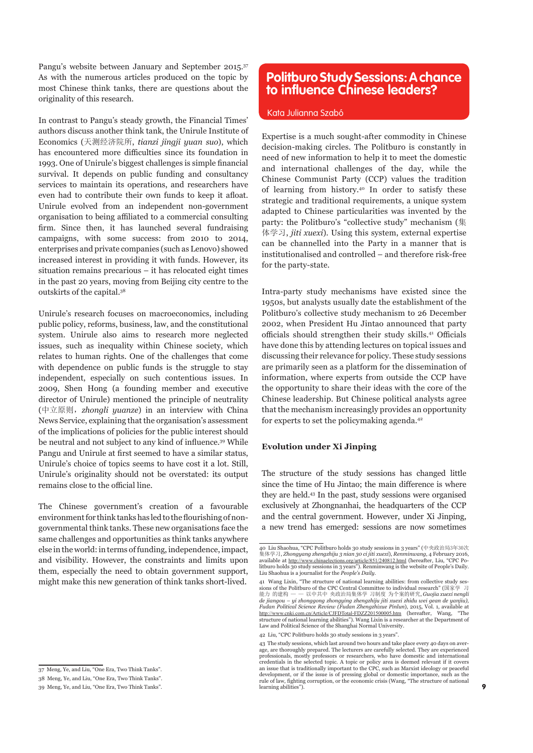Pangu's website between January and September 2015.[37] As with the numerous articles produced on the topic by most Chinese think tanks, there are questions about the originality of this research.

In contrast to Pangu's steady growth, the Financial Times' authors discuss another think tank, the Unirule Institute of Economics (天测经济院所, *tianzi jingji yuan suo*), which has encountered more difficulties since its foundation in 1993. One of Unirule's biggest challenges is simple financial survival. It depends on public funding and consultancy services to maintain its operations, and researchers have even had to contribute their own funds to keep it afloat. Unirule evolved from an independent non-government organisation to being affiliated to a commercial consulting firm. Since then, it has launched several fundraising campaigns, with some success: from 2010 to 2014, enterprises and private companies (such as Lenovo) showed increased interest in providing it with funds. However, its situation remains precarious – it has relocated eight times in the past 20 years, moving from Beijing city centre to the outskirts of the capital.[38]

Unirule's research focuses on macroeconomics, including public policy, reforms, business, law, and the constitutional system. Unirule also aims to research more neglected issues, such as inequality within Chinese society, which relates to human rights. One of the challenges that come with dependence on public funds is the struggle to stay independent, especially on such contentious issues. In 2009, Shen Hong (a founding member and executive director of Unirule) mentioned the principle of neutrality (中立原则, *zhongli yuanze*) in an interview with China News Service, explaining that the organisation's assessment of the implications of policies for the public interest should be neutral and not subject to any kind of influence.[39] While Pangu and Unirule at first seemed to have a similar status, Unirule's choice of topics seems to have cost it a lot. Still, Unirule's originality should not be overstated: its output remains close to the official line.

The Chinese government's creation of a favourable environment for think tanks has led to the flourishing of non-governmental think tanks. These new organisations face the same challenges and opportunities as think tanks anywhere else in the world: in terms of funding, independence, impact, and visibility. However, the constraints and limits upon them, especially the need to obtain government support, might make this new generation of think tanks short-lived.

37 Meng, Ye, and Liu, "One Era, Two Think Tanks".

38 Meng, Ye, and Liu, "One Era, Two Think Tanks".

39 Meng, Ye, and Liu, "One Era, Two Think Tanks".

## Politburo Study Sessions: A chance to influence Chinese leaders?

Kata Julianna Szabó

Expertise is a much sought-after commodity in Chinese decision-making circles. The Politburo is constantly in need of new information to help it to meet the domestic and international challenges of the day, while the Chinese Communist Party (CCP) values the tradition of learning from history.[40] In order to satisfy these strategic and traditional requirements, a unique system adapted to Chinese particularities was invented by the party: the Politburo's "collective study" mechanism (集体学习, *jiti xuexi*). Using this system, external expertise can be channelled into the Party in a manner that is institutionalised and controlled – and therefore risk-free for the party-state.

Intra-party study mechanisms have existed since the 1950s, but analysts usually date the establishment of the Politburo's collective study mechanism to 26 December 2002, when President Hu Jintao announced that party officials should strengthen their study skills.[41] Officials have done this by attending lectures on topical issues and discussing their relevance for policy. These study sessions are primarily seen as a platform for the dissemination of information, where experts from outside the CCP have the opportunity to share their ideas with the core of the Chinese leadership. But Chinese political analysts agree that the mechanism increasingly provides an opportunity for experts to set the policymaking agenda.[42]

### Evolution under Xi Jinping

The structure of the study sessions has changed little since the time of Hu Jintao; the main difference is where they are held.[43] In the past, study sessions were organised exclusively at Zhongnanhai, the headquarters of the CCP and the central government. However, under Xi Jinping, a new trend has emerged: sessions are now sometimes

40 Liu Shaohua, "CPC Politburo holds 30 study sessions in 3 years" (中央政治局3年30次集体学习, *Zhongyang zhengzhiju 3 nian 30 ci jiti xuexi*), *Renminwang*, 4 February 2016, available at http://www.chinaelections.org/article/851/240812.html (hereafter, Liu, "CPC Politburo holds 30 study sessions in 3 years"). Renminwang is the website of People's Daily. Liu Shaohua is a journalist for the *People's Daily*.

41 Wang Lixin, "The structure of national learning abilities: from collective study sessions of the Politburo of the CPC Central Committee to individual research" (国家学 习能力 的建构 — — 以中共中 央政治局集体学 习制度 为个案的研究, *Guojia xuexi nengli de jiangou – yi zhonggong zhongyang zhengzhiju jiti xuexi zhidu wei gean de yanjiu), Fudan Political Science Review (Fudan Zhengzhixue Pinlun)*, 2015, Vol. 1, available at http://www.cnki.com.cn/Article/CJFDTotal-FDZZ201500005.htm (hereafter, Wang, "The structure of national learning abilities"). Wang Lixin is a researcher at the Department of Law and Political Science of the Shanghai Normal University.

42 Liu, "CPC Politburo holds 30 study sessions in 3 years".

43 The study sessions, which last around two hours and take place every 40 days on average, are thoroughly prepared. The lecturers are carefully selected. They are experienced professionals, mostly professors or researchers, who have domestic and international credentials in the selected topic. A topic or policy area is deemed relevant if it covers an issue that is traditionally important to the CPC, such as Marxist ideology or peaceful development, or if the issue is of pressing global or domestic importance, such as the rule of law, fighting corruption, or the economic crisis (Wang, "The structure of national learning abilities").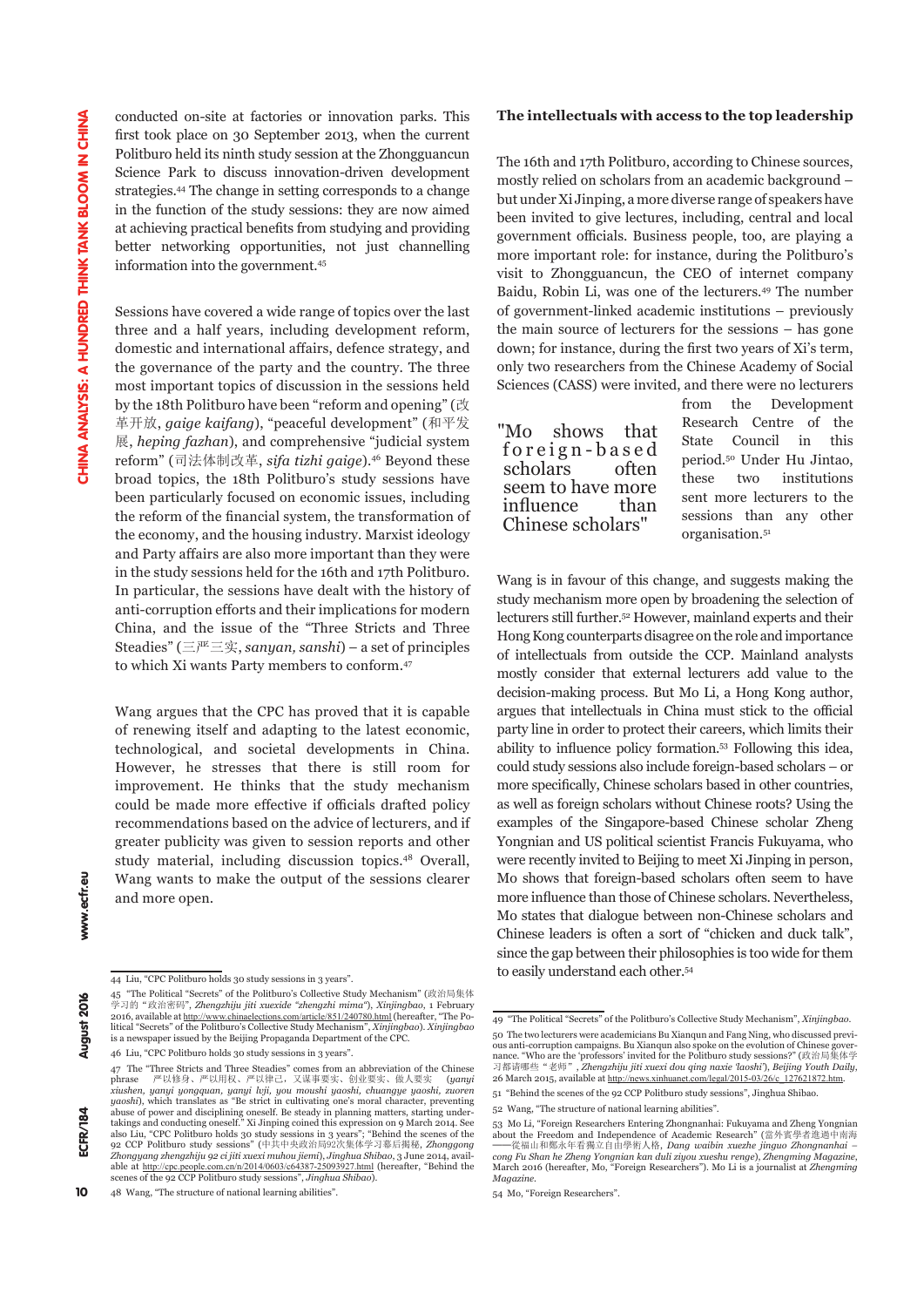conducted on-site at factories or innovation parks. This first took place on 30 September 2013, when the current Politburo held its ninth study session at the Zhongguancun Science Park to discuss innovation-driven development strategies.[44] The change in setting corresponds to a change in the function of the study sessions: they are now aimed at achieving practical benefits from studying and providing better networking opportunities, not just channelling information into the government.[45]

Sessions have covered a wide range of topics over the last three and a half years, including development reform, domestic and international affairs, defence strategy, and the governance of the party and the country. The three most important topics of discussion in the sessions held by the 18th Politburo have been "reform and opening" (改革开放, *gaige kaifang*), "peaceful development" (和平发展, *heping fazhan*), and comprehensive "judicial system reform" (司法体制改革, *sifa tizhi gaige*).[46] Beyond these broad topics, the 18th Politburo's study sessions have been particularly focused on economic issues, including the reform of the financial system, the transformation of the economy, and the housing industry. Marxist ideology and Party affairs are also more important than they were in the study sessions held for the 16th and 17th Politburo. In particular, the sessions have dealt with the history of anti-corruption efforts and their implications for modern China, and the issue of the "Three Stricts and Three Steadies" (三严三实, *sanyan, sanshi*) – a set of principles to which Xi wants Party members to conform.[47]

Wang argues that the CPC has proved that it is capable of renewing itself and adapting to the latest economic, technological, and societal developments in China. However, he stresses that there is still room for improvement. He thinks that the study mechanism could be made more effective if officials drafted policy recommendations based on the advice of lecturers, and if greater publicity was given to session reports and other study material, including discussion topics.[48] Overall, Wang wants to make the output of the sessions clearer and more open.

## The intellectuals with access to the top leadership

The 16th and 17th Politburo, according to Chinese sources, mostly relied on scholars from an academic background – but under Xi Jinping, a more diverse range of speakers have been invited to give lectures, including, central and local government officials. Business people, too, are playing a more important role: for instance, during the Politburo's visit to Zhongguancun, the CEO of internet company Baidu, Robin Li, was one of the lecturers.[49] The number of government-linked academic institutions – previously the main source of lecturers for the sessions – has gone down; for instance, during the first two years of Xi's term, only two researchers from the Chinese Academy of Social Sciences (CASS) were invited, and there were no lecturers from the Development Research Centre of the State Council in this period.[50] Under Hu Jintao, these two institutions sent more lecturers to the sessions than any other organisation.[51]

> "Mo shows that foreign-based scholars often seem to have more influence than Chinese scholars"

Wang is in favour of this change, and suggests making the study mechanism more open by broadening the selection of lecturers still further.[52] However, mainland experts and their Hong Kong counterparts disagree on the role and importance of intellectuals from outside the CCP. Mainland analysts mostly consider that external lecturers add value to the decision-making process. But Mo Li, a Hong Kong author, argues that intellectuals in China must stick to the official party line in order to protect their careers, which limits their ability to influence policy formation.[53] Following this idea, could study sessions also include foreign-based scholars – or more specifically, Chinese scholars based in other countries, as well as foreign scholars without Chinese roots? Using the examples of the Singapore-based Chinese scholar Zheng Yongnian and US political scientist Francis Fukuyama, who were recently invited to Beijing to meet Xi Jinping in person, Mo shows that foreign-based scholars often seem to have more influence than those of Chinese scholars. Nevertheless, Mo states that dialogue between non-Chinese scholars and Chinese leaders is often a sort of "chicken and duck talk", since the gap between their philosophies is too wide for them to easily understand each other.[54]

---

44 Liu, "CPC Politburo holds 30 study sessions in 3 years".

45 "The Political "Secrets" of the Politburo's Collective Study Mechanism" (政治局集体学习的"政治密码", *Zhengzhiju jiti xuexide "zhengzhi mima"*), *Xinjingbao*, 1 February 2016, available at http://www.chinaelections.com/article/851/240780.html (hereafter, "The Political "Secrets" of the Politburo's Collective Study Mechanism", *Xinjingbao*). *Xinjingbao* is a newspaper issued by the Beijing Propaganda Department of the CPC.

46 Liu, "CPC Politburo holds 30 study sessions in 3 years".

47 The "Three Stricts and Three Steadies" comes from an abbreviation of the Chinese phrase 严以修身、严以用权、严以律己，又谋事要实、创业要实、做人要实 (*yanyi xiushen, yanyi yongquan, yanyi lvji, you moushi yaoshi, chuangye yaoshi, zuoren yaoshi*), which translates as "Be strict in cultivating one's moral character, preventing abuse of power and disciplining oneself. Be steady in planning matters, starting undertakings and conducting oneself." Xi Jinping coined this expression on 9 March 2014. See also Liu, "CPC Politburo holds 30 study sessions in 3 years"; "Behind the scenes of the 92 CCP Politburo study sessions" (中共中央政治局92次集体学习幕后揭秘, *Zhonggong Zhongyang zhengzhiju 92 ci jiti xuexi muhou jiemi*), *Jinghua Shibao*, 3 June 2014, available at http://cpc.people.com.cn/n/2014/0603/c64387-25093927.html (hereafter, "Behind the scenes of the 92 CCP Politburo study sessions", *Jinghua Shibao*).

48 Wang, "The structure of national learning abilities".

49 "The Political "Secrets" of the Politburo's Collective Study Mechanism", *Xinjingbao*.

50 The two lecturers were academicians Bu Xianqun and Fang Ning, who discussed previous anti-corruption campaigns. Bu Xianqun also spoke on the evolution of Chinese governance. "Who are the 'professors' invited for the Politburo study sessions?" (政治局集体学习都请哪些"老师", *Zhengzhiju jiti xuexi dou qing naxie 'laoshi'*), *Beijing Youth Daily*, 26 March 2015, available at http://news.xinhuanet.com/legal/2015-03/26/c_127621872.htm.

51 "Behind the scenes of the 92 CCP Politburo study sessions", Jinghua Shibao.

52 Wang, "The structure of national learning abilities".

53 Mo Li, "Foreign Researchers Entering Zhongnanhai: Fukuyama and Zheng Yongnian about the Freedom and Independence of Academic Research" (當外賓學者進過中南海——從福山和鄭永年看獨立自由學術人格, *Dang waibin xuezhe jinguo Zhongnanhai – cong Fu Shan he Zheng Yongnian kan duli ziyou xueshu renge*), *Zhengming Magazine*, March 2016 (hereafter, Mo, "Foreign Researchers"). Mo Li is a journalist at *Zhengming Magazine*.

54 Mo, "Foreign Researchers".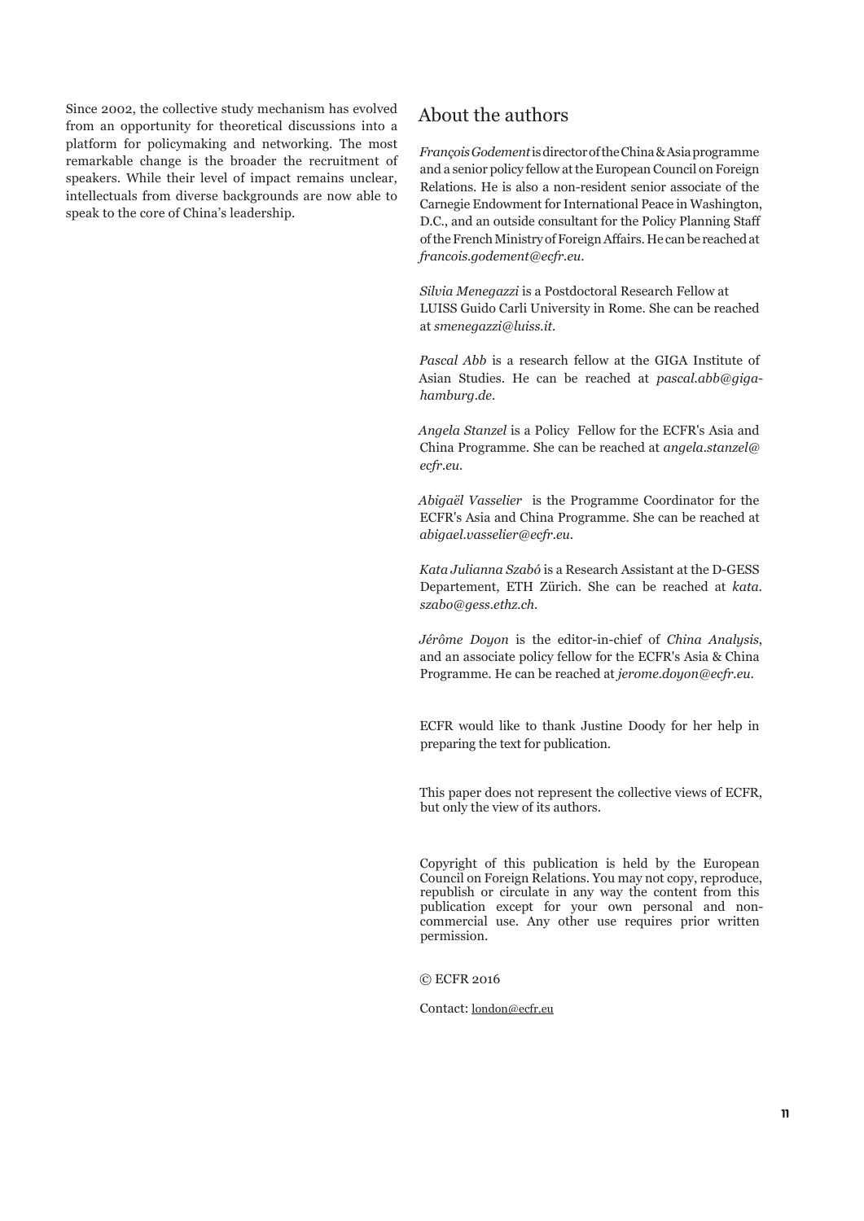Since 2002, the collective study mechanism has evolved from an opportunity for theoretical discussions into a platform for policymaking and networking. The most remarkable change is the broader the recruitment of speakers. While their level of impact remains unclear, intellectuals from diverse backgrounds are now able to speak to the core of China's leadership.

## About the authors

*François Godement* is director of the China & Asia programme and a senior policy fellow at the European Council on Foreign Relations. He is also a non-resident senior associate of the Carnegie Endowment for International Peace in Washington, D.C., and an outside consultant for the Policy Planning Staff of the French Ministry of Foreign Affairs. He can be reached at *francois.godement@ecfr.eu*.

*Silvia Menegazzi* is a Postdoctoral Research Fellow at LUISS Guido Carli University in Rome. She can be reached at *smenegazzi@luiss.it*.

*Pascal Abb* is a research fellow at the GIGA Institute of Asian Studies. He can be reached at *pascal.abb@giga-hamburg.de*.

*Angela Stanzel* is a Policy Fellow for the ECFR's Asia and China Programme. She can be reached at *angela.stanzel@ecfr.eu*.

*Abigaël Vasselier* is the Programme Coordinator for the ECFR's Asia and China Programme. She can be reached at *abigael.vasselier@ecfr.eu*.

*Kata Julianna Szabó* is a Research Assistant at the D-GESS Departement, ETH Zürich. She can be reached at *kata.szabo@gess.ethz.ch*.

*Jérôme Doyon* is the editor-in-chief of *China Analysis*, and an associate policy fellow for the ECFR's Asia & China Programme. He can be reached at *jerome.doyon@ecfr.eu*.

ECFR would like to thank Justine Doody for her help in preparing the text for publication.

This paper does not represent the collective views of ECFR, but only the view of its authors.

Copyright of this publication is held by the European Council on Foreign Relations. You may not copy, reproduce, republish or circulate in any way the content from this publication except for your own personal and non-commercial use. Any other use requires prior written permission.

© ECFR 2016

Contact: london@ecfr.eu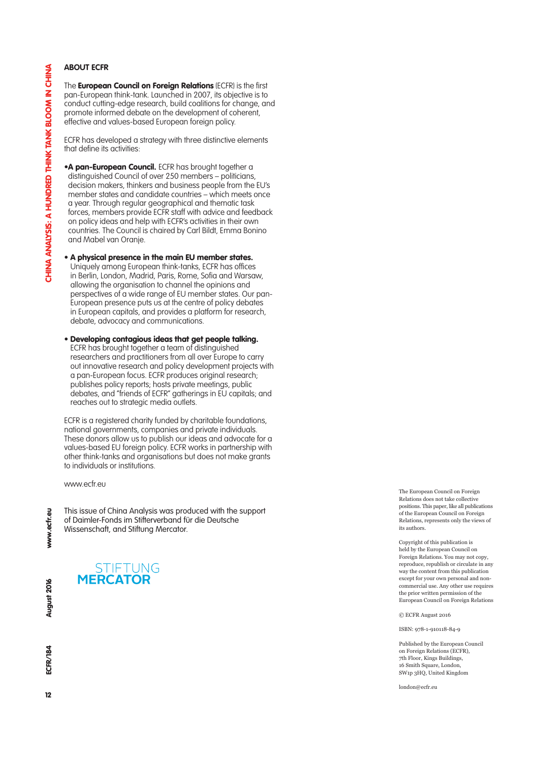## ABOUT ECFR

The **European Council on Foreign Relations** (ECFR) is the first pan-European think-tank. Launched in 2007, its objective is to conduct cutting-edge research, build coalitions for change, and promote informed debate on the development of coherent, effective and values-based European foreign policy.

ECFR has developed a strategy with three distinctive elements that define its activities:

- **A pan-European Council.** ECFR has brought together a distinguished Council of over 250 members – politicians, decision makers, thinkers and business people from the EU's member states and candidate countries – which meets once a year. Through regular geographical and thematic task forces, members provide ECFR staff with advice and feedback on policy ideas and help with ECFR's activities in their own countries. The Council is chaired by Carl Bildt, Emma Bonino and Mabel van Oranje.

- **A physical presence in the main EU member states.** Uniquely among European think-tanks, ECFR has offices in Berlin, London, Madrid, Paris, Rome, Sofia and Warsaw, allowing the organisation to channel the opinions and perspectives of a wide range of EU member states. Our pan-European presence puts us at the centre of policy debates in European capitals, and provides a platform for research, debate, advocacy and communications.

- **Developing contagious ideas that get people talking.** ECFR has brought together a team of distinguished researchers and practitioners from all over Europe to carry out innovative research and policy development projects with a pan-European focus. ECFR produces original research; publishes policy reports; hosts private meetings, public debates, and "friends of ECFR" gatherings in EU capitals; and reaches out to strategic media outlets.

ECFR is a registered charity funded by charitable foundations, national governments, companies and private individuals. These donors allow us to publish our ideas and advocate for a values-based EU foreign policy. ECFR works in partnership with other think-tanks and organisations but does not make grants to individuals or institutions.

www.ecfr.eu

This issue of China Analysis was produced with the support of Daimler-Fonds im Stifterverband für die Deutsche Wissenschaft, and Stiftung Mercator.

STIFTUNG
MERCATOR

The European Council on Foreign Relations does not take collective positions. This paper, like all publications of the European Council on Foreign Relations, represents only the views of its authors.

Copyright of this publication is held by the European Council on Foreign Relations. You may not copy, reproduce, republish or circulate in any way the content from this publication except for your own personal and non-commercial use. Any other use requires the prior written permission of the European Council on Foreign Relations

© ECFR August 2016

ISBN: 978-1-910118-84-9

Published by the European Council on Foreign Relations (ECFR), 7th Floor, Kings Buildings, 16 Smith Square, London, SW1p 3HQ, United Kingdom

london@ecfr.eu